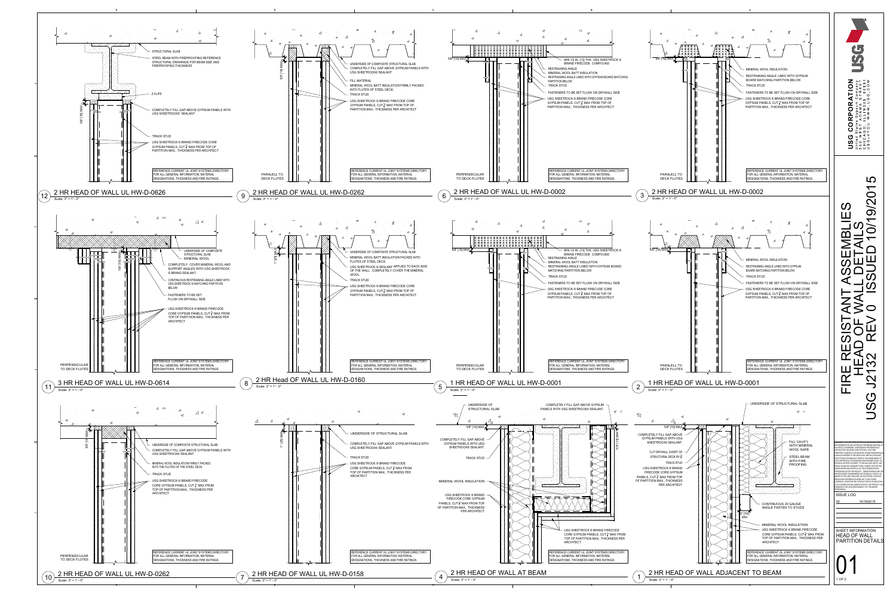# FIRE RESISTANT ASSEMBLIES HEAD OF WALL DETAILS USG J2132 REV 0 ISSUED 10/19/2015

**USG CORPORATION**
United States Gypsum Company
550 WEST ADAMS STREET
CHICAGO, ILLINOIS 60661
USG4YOU WWW.USG.COM

## 12 — 2 HR HEAD OF WALL UL HW-D-0626
Scale: 3" = 1' - 0"

- STRUCTURAL SLAB
- STEEL BEAM WITH FIREPROOFING REFERENCE STRUCTURAL DRAWINGS FOR BEAM SIZE AND FIREPROOFING THICKNESS
- Z-CLIPS
- 5/8" [16] MAX
- COMPLETELY FILL GAP ABOVE GYPSUM PANELS WITH USG SHEETROCK® SEALANT.
- TRACK STUD
- USG SHEETROCK ® BRAND FIRECODE CORE GYPSUM PANELS, CUT 3/4" MAX FROM TOP OF PARTITION MAX., THICKNESS PER ARCHITECT
- REFERENCE CURRENT UL JOINT SYSTEMS DIRECTORY FOR ALL GENERAL INFORMATION, MATERIAL DESIGNATIONS, THICKNESS AND FIRE RATINGS.

## 9 — 2 HR HEAD OF WALL UL HW-D-0262
Scale: 3" = 1' - 0"

- 5/8" [16] MAX
- PARALELL TO DECK FLUTES
- UNDERSIDE OF COMPOSITE STRUCTURAL SLAB
- COMPLETELY FILL GAP ABOVE GYPSUM PANELS WITH USG SHEETROCK® SEALANT.
- FILL MATERIAL
- MINERAL WOOL BATT INSULATION FIRMLY PACKED INTO FLUTES OF STEEL DECK.
- TRACK STUD
- USG SHEETROCK ® BRAND FIRECODE CORE GYPSUM PANELS, CUT 3/4" MAX FROM TOP OF PARTITION MAX., THICKNESS PER ARCHITECT
- REFERENCE CURRENT UL JOINT SYSTEMS DIRECTORY FOR ALL GENERAL INFORMATION, MATERIAL DESIGNATIONS, THICKNESS AND FIRE RATINGS.

## 6 — 2 HR HEAD OF WALL UL HW-D-0002
Scale: 3" = 1' - 0"

- 5/8" [16] MAX
- PERPENDICULAR TO DECK FLUTES
- MIN 1/2 IN. [13] THK. USG SHEETROCK ® BRAND FIRECODE COMPOUND
- RESTRAINING ANGLE
- MINERAL WOOL BATT INSULATION
- RESTRAINING ANGLE LINED WITH GYPSUM BOARD MATCHING PARTITION BELOW
- TRACK STUD
- FASTENERS TO BE SET FLUSH ON DRYWALL SIDE
- USG SHEETROCK ® BRAND FIRECODE CORE GYPSUM PANELS, CUT 3/4" MAX FROM TOP OF PARTITION MAX., THICKNESS PER ARCHITECT
- REFERENCE CURRENT UL JOINT SYSTEMS DIRECTORY FOR ALL GENERAL INFORMATION, MATERIAL DESIGNATIONS, THICKNESS AND FIRE RATINGS.

## 3 — 2 HR HEAD OF WALL UL HW-D-0002
Scale: 3" = 1' - 0"

- 5/8" [16] MAX
- PARALELL TO DECK FLUTES
- MINERAL WOOL INSULATION
- RESTRAINING ANGLE LINED WITH GYPSUM BOARD MATCHING PARTITION BELOW
- TRACK STUD
- FASTENERS TO BE SET FLUSH ON DRYWALL SIDE
- USG SHEETROCK ® BRAND FIRECODE CORE GYPSUM PANELS, CUT 3/4" MAX FROM TOP OF PARTITION MAX., THICKNESS PER ARCHITECT
- REFERENCE CURRENT UL JOINT SYSTEMS DIRECTORY FOR ALL GENERAL INFORMATION, MATERIAL DESIGNATIONS, THICKNESS AND FIRE RATINGS.

## 11 — 3 HR HEAD OF WALL UL HW-D-0614
Scale: 3" = 1' - 0"

- 5/8" [16] MAX
- PERPENDICULAR TO DECK FLUTES
- UNDERSIDE OF COMPOSITE STRUCTURAL SLAB
- MINERAL WOOL
- COMPLETELY COVER MINERAL WOOL AND SUPPORT ANGLES WITH USG SHEETROCK ® BRAND SEALANT.
- CONTINUOUS RESTRAINING ANGLE LINED WITH USG SHEETROCK ® MATCHING PARTITION BELOW
- FASTENERS TO BE SET FLUSH ON DRYWALL SIDE
- USG SHEETROCK ® BRAND FIRECODE CORE GYPSUM PANELS, CUT 3/4" MAX FROM TOP OF PARTITION MAX., THICKNESS PER ARCHITECT
- REFERENCE CURRENT UL JOINT SYSTEMS DIRECTORY FOR ALL GENERAL INFORMATION, MATERIAL DESIGNATIONS, THICKNESS AND FIRE RATINGS.

## 8 — 2 HR Head OF WALL UL HW-D-0160
Scale: 3" = 1' - 0"

- 1" [25] MAX
- UNDERSIDE OF COMPOSITE STRUCTURAL SLAB
- MINERAL WOOL BATT INSULATION PACKED INTO FLUTES OF STEEL DECK
- USG SHEETROCK ® SEALANT APPLIED TO EACH SIDE OF THE WALL, COMPLETELY COVER THE MINERAL WOOL.
- TRACK STUD
- USG SHEETROCK ® BRAND FIRECODE CORE GYPSUM PANELS, CUT 3/4" MAX FROM TOP OF PARTITION MAX., THICKNESS PER ARCHITECT
- REFERENCE CURRENT UL JOINT SYSTEMS DIRECTORY FOR ALL GENERAL INFORMATION, MATERIAL DESIGNATIONS, THICKNESS AND FIRE RATINGS.

## 5 — 1 HR HEAD OF WALL UL HW-D-0001
Scale: 3" = 1' - 0"

- 5/8" [16] MAX
- PERPENDICULAR TO DECK FLUTES
- MIN 1/2 IN. [13] THK. USG SHEETROCK ® BRAND FIRECODE COMPOUND
- RESTRAINING ANGLE
- MINERAL WOOL BATT INSULATION
- RESTRAINING ANGLE LINED WITH GYPSUM BOARD MATCHING PARTITION BELOW
- TRACK STUD
- FASTENERS TO BE SET FLUSH ON DRYWALL SIDE
- USG SHEETROCK ® BRAND FIRECODE CORE GYPSUM PANELS, CUT 3/4" MAX FROM TOP OF PARTITION MAX., THICKNESS PER ARCHITECT
- REFERENCE CURRENT UL JOINT SYSTEMS DIRECTORY FOR ALL GENERAL INFORMATION, MATERIAL DESIGNATIONS, THICKNESS AND FIRE RATINGS.

## 2 — 1 HR HEAD OF WALL UL HW-D-0001
Scale: 3" = 1' - 0"

- 5/8" [16] MAX
- PARALELL TO DECK FLUTES
- MINERAL WOOL INSULATION
- RESTRAINING ANGLE LINED WITH GYPSUM BOARD MATCHING PARTITION BELOW
- TRACK STUD
- FASTENERS TO BE SET FLUSH ON DRYWALL SIDE
- USG SHEETROCK ® BRAND FIRECODE CORE GYPSUM PANELS, CUT 3/4" MAX FROM TOP OF PARTITION MAX., THICKNESS PER ARCHITECT
- REFERENCE CURRENT UL JOINT SYSTEMS DIRECTORY FOR ALL GENERAL INFORMATION, MATERIAL DESIGNATIONS, THICKNESS AND FIRE RATINGS.

## 10 — 2 HR HEAD OF WALL UL HW-D-0262
Scale: 3" = 1' - 0"

- 5/8" [16] MAX
- PERPENDICULAR TO DECK FLUTES
- UNDERSIDE OF COMPOSITE STRUCTURAL SLAB
- COMPLETELY FILL GAP ABOVE GYPSUM PANELS WITH USG SHEETROCK® SEALANT.
- MINERAL WOOL INSULATION FIRMLY PACKED INTO THE FLUTES OF THE STEEL DECK.
- TRACK STUD
- USG SHEETROCK ® BRAND FIRECODE CORE GYPSUM PANELS, CUT 3/4" MAX FROM TOP OF PARTITION MAX., THICKNESS PER ARCHITECT
- REFERENCE CURRENT UL JOINT SYSTEMS DIRECTORY FOR ALL GENERAL INFORMATION, MATERIAL DESIGNATIONS, THICKNESS AND FIRE RATINGS.

## 7 — 2 HR HEAD OF WALL UL HW-D-0158
Scale: 3" = 1' - 0"

- 1" [25] MAX
- UNDERSIDE OF STRUCTURAL SLAB
- COMPLETELY FILL GAP ABOVE GYPSUM PANELS WITH USG SHEETROCK® SEALANT.
- TRACK STUD
- USG SHEETROCK ® BRAND FIRECODE CORE GYPSUM PANELS, CUT 3/4" MAX FROM TOP OF PARTITION MAX., THICKNESS PER ARCHITECT
- REFERENCE CURRENT UL JOINT SYSTEMS DIRECTORY FOR ALL GENERAL INFORMATION, MATERIAL DESIGNATIONS, THICKNESS AND FIRE RATINGS.

## 4 — 2 HR HEAD OF WALL AT BEAM
Scale: 3" = 1' - 0"

- UNDERSIDE OF STRUCTURAL SLAB
- COMPLETELY FILL GAP ABOVE GYPSUM PANELS WITH USG SHEETROCK® SEALANT.
- 5/8" [16] MAX
- COMPLETELY FILL GAP ABOVE GYPSUM PANELS WITH USG SHEETROCK® SEALANT.
- TRACK STUD
- MINERAL WOOL INSULATION
- USG SHEETROCK ® BRAND FIRECODE CORE GYPSUM PANELS, CUT 3/4" MAX FROM TOP OF PARTITION MAX., THICKNESS PER ARCHITECT
- USG SHEETROCK ® BRAND FIRECODE CORE GYPSUM PANELS, CUT 3/4" MAX FROM TOP OF PARTITION MAX., THICKNESS PER ARCHITECT
- REFERENCE CURRENT UL JOINT SYSTEMS DIRECTORY FOR ALL GENERAL INFORMATION, MATERIAL DESIGNATIONS, THICKNESS AND FIRE RATINGS.

## 1 — 2 HR HEAD OF WALL ADJACENT TO BEAM
Scale: 3" = 1' - 0"

- UNDERSIDE OF STRUCTURAL SLAB
- 5/8" [16] MAX
- COMPLETELY FILL GAP ABOVE GYPSUM PANELS WITH USG SHEETROCKS® SEALANT.
- CUT DRYWALL SHORT OF STRUCTURAL DECK BY 3/4"
- TRACK STUD
- USG SHEETROCK ® BRAND FIRECODE CORE GYPSUM PANELS, CUT 3/4" MAX FROM TOP OF PARTITION MAX., THICKNESS PER ARCHITECT
- FILL CAVITY WITH MINERAL WOOL SAFB.
- STEEL BEAM WITH FIRE PROOFING
- CONTINUOUS 20 GAUGE ANGLE FASTEN TO STUDS
- 1" [25] MAX
- MINERAL WOOL INSULATION
- USG SHEETROCK ® BRAND FIRECODE CORE GYPSUM PANELS, CUT 3/4" MAX FROM TOP OF PARTITION MAX., THICKNESS PER ARCHITECT
- REFERENCE CURRENT UL JOINT SYSTEMS DIRECTORY FOR ALL GENERAL INFORMATION, MATERIAL DESIGNATIONS, THICKNESS AND FIRE RATINGS.

ISSUE LOG

| | |
|---|---|
| 00 | 10/19/2015 |

SHEET INFORMATION
HEAD OF WALL PARTITION DETAILS

01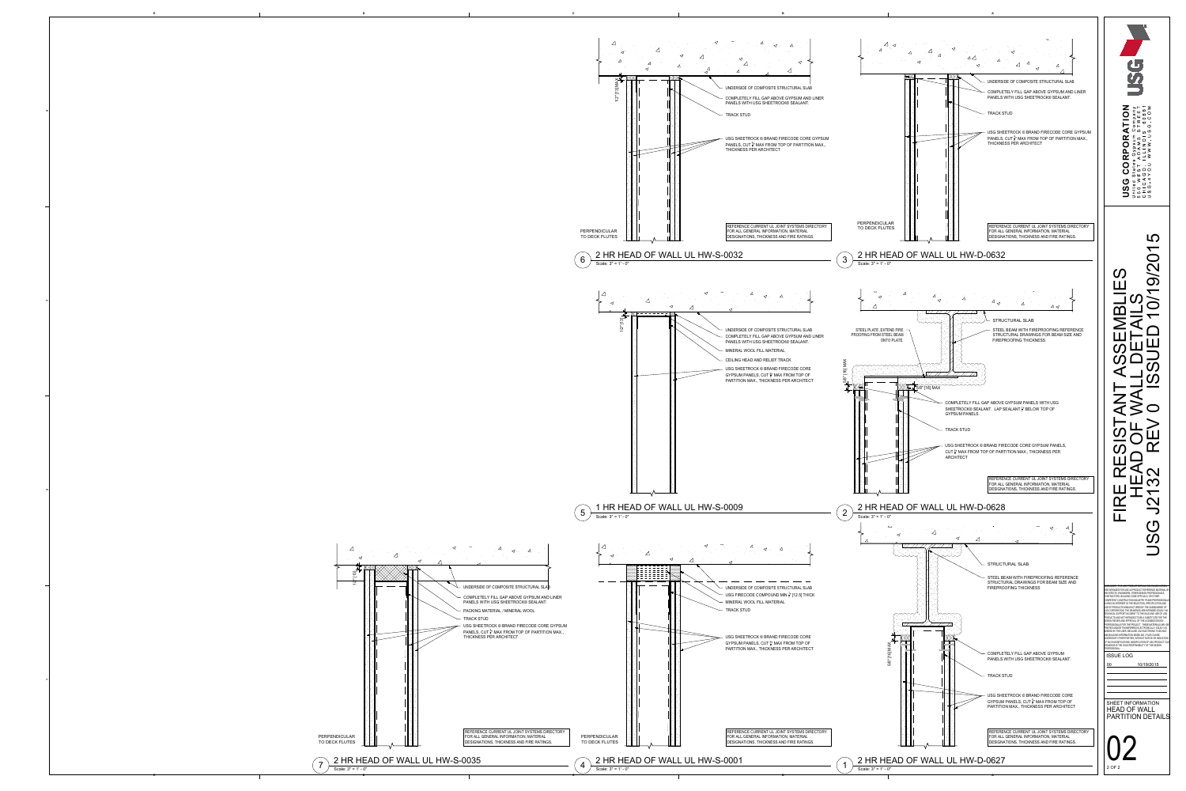# FIRE RESISTANT ASSEMBLIES HEAD OF WALL DETAILS USG J2132 REV 0 ISSUED 10/19/2015

**USG CORPORATION**
United States Gypsum Company
550 WEST ADAMS STREET
CHICAGO, ILLINOIS 60661
USG-4YOU WWW.USG.COM

## 6 — 2 HR HEAD OF WALL UL HW-S-0032
Scale: 3" = 1' - 0"

- 1/2" [13] MAX
- UNDERSIDE OF COMPOSITE STRUCTURAL SLAB
- COMPLETELY FILL GAP ABOVE GYPSUM AND LINER PANELS WITH USG SHEETROCK® SEALANT.
- TRACK STUD
- USG SHEETROCK ® BRAND FIRECODE CORE GYPSUM PANELS, CUT ½" MAX FROM TOP OF PARTITION MAX., THICKNESS PER ARCHITECT
- PERPENDICULAR TO DECK FLUTES
- REFERENCE CURRENT UL JOINT SYSTEMS DIRECTORY FOR ALL GENERAL INFORMATION, MATERIAL DESIGNATIONS, THICKNESS AND FIRE RATINGS.

## 3 — 2 HR HEAD OF WALL UL HW-D-0632
Scale: 3" = 1' - 0"

- UNDERSIDE OF COMPOSITE STRUCTURAL SLAB
- COMPLETELY FILL GAP ABOVE GYPSUM AND LINER PANELS WITH USG SHEETROCK® SEALANT.
- TRACK STUD
- USG SHEETROCK ® BRAND FIRECODE CORE GYPSUM PANELS, CUT ½" MAX FROM TOP OF PARTITION MAX., THICKNESS PER ARCHITECT
- PERPENDICULAR TO DECK FLUTES
- REFERENCE CURRENT UL JOINT SYSTEMS DIRECTORY FOR ALL GENERAL INFORMATION, MATERIAL DESIGNATIONS, THICKNESS AND FIRE RATINGS.

## 5 — 1 HR HEAD OF WALL UL HW-S-0009
Scale: 3" = 1' - 0"

- 1/2" [13]
- UNDERSIDE OF COMPOSITE STRUCTURAL SLAB
- COMPLETELY FILL GAP ABOVE GYPSUM AND LINER PANELS WITH USG SHEETROCK® SEALANT.
- MINERAL WOOL FILL MATERIAL
- CEILING HEAD AND RELIEF TRACK
- USG SHEETROCK ® BRAND FIRECODE CORE GYPSUM PANELS, CUT ½" MAX FROM TOP OF PARTITION MAX., THICKNESS PER ARCHITECT

## 2 — 2 HR HEAD OF WALL UL HW-D-0628
Scale: 3" = 1' - 0"

- STRUCTURAL SLAB
- STEEL PLATE, EXTEND FIRE PROOFING FROM STEEL BEAM ONTO PLATE
- STEEL BEAM WITH FIREPROOFING REFERENCE STRUCTURAL DRAWINGS FOR BEAM SIZE AND FIREPROOFING THICKNESS
- 3/8" [16] MAX
- 5/8" [16] MAX
- COMPLETELY FILL GAP ABOVE GYPSUM PANELS WITH USG SHEETROCK® SEALANT. LAP SEALANT ½" BELOW TOP OF GYPSUM PANELS
- TRACK STUD
- USG SHEETROCK ® BRAND FIRECODE CORE GYPSUM PANELS, CUT ½" MAX FROM TOP OF PARTITION MAX., THICKNESS PER ARCHITECT
- REFERENCE CURRENT UL JOINT SYSTEMS DIRECTORY FOR ALL GENERAL INFORMATION, MATERIAL DESIGNATIONS, THICKNESS AND FIRE RATINGS.

## 7 — 2 HR HEAD OF WALL UL HW-S-0035
Scale: 3" = 1' - 0"

- 1/2" [13]
- UNDERSIDE OF COMPOSITE STRUCTURAL SLAB
- COMPLETELY FILL GAP ABOVE GYPSUM AND LINER PANELS WITH USG SHEETROCK® SEALANT.
- PACKING MATERIAL / MINERAL WOOL
- TRACK STUD
- USG SHEETROCK ® BRAND FIRECODE CORE GYPSUM PANELS, CUT ½" MAX FROM TOP OF PARTITION MAX., THICKNESS PER ARCHITECT
- PERPENDICULAR TO DECK FLUTES
- REFERENCE CURRENT UL JOINT SYSTEMS DIRECTORY FOR ALL GENERAL INFORMATION, MATERIAL DESIGNATIONS, THICKNESS AND FIRE RATINGS.

## 4 — 2 HR HEAD OF WALL UL HW-S-0001
Scale: 3" = 1' - 0"

- UNDERSIDE OF COMPOSITE STRUCTURAL SLAB
- USG FIRECODE COMPOUND MIN ½" [12.5] THICK
- MINERAL WOOL FILL MATERIAL
- TRACK STUD
- USG SHEETROCK ® BRAND FIRECODE CORE GYPSUM PANELS, CUT ½" MAX FROM TOP OF PARTITION MAX., THICKNESS PER ARCHITECT
- PERPENDICULAR TO DECK FLUTES
- REFERENCE CURRENT UL JOINT SYSTEMS DIRECTORY FOR ALL GENERAL INFORMATION, MATERIAL DESIGNATIONS, THICKNESS AND FIRE RATINGS.

## 1 — 2 HR HEAD OF WALL UL HW-D-0627
Scale: 3" = 1' - 0"

- STRUCTURAL SLAB
- STEEL BEAM WITH FIREPROOFING REFERENCE STRUCTURAL DRAWINGS FOR BEAM SIZE AND FIREPROOFING THICKNESS
- 5/8" [16] MAX
- COMPLETELY FILL GAP ABOVE GYPSUM PANELS WITH USG SHEETROCK® SEALANT.
- TRACK STUD
- USG SHEETROCK ® BRAND FIRECODE CORE GYPSUM PANELS, CUT ½" MAX FROM TOP OF PARTITION MAX., THICKNESS PER ARCHITECT
- REFERENCE CURRENT UL JOINT SYSTEMS DIRECTORY FOR ALL GENERAL INFORMATION, MATERIAL DESIGNATIONS, THICKNESS AND FIRE RATINGS.

ISSUE LOG

| | |
|---|---|
| 00 | 10/19/2015 |

SHEET INFORMATION
HEAD OF WALL PARTITION DETAILS

02